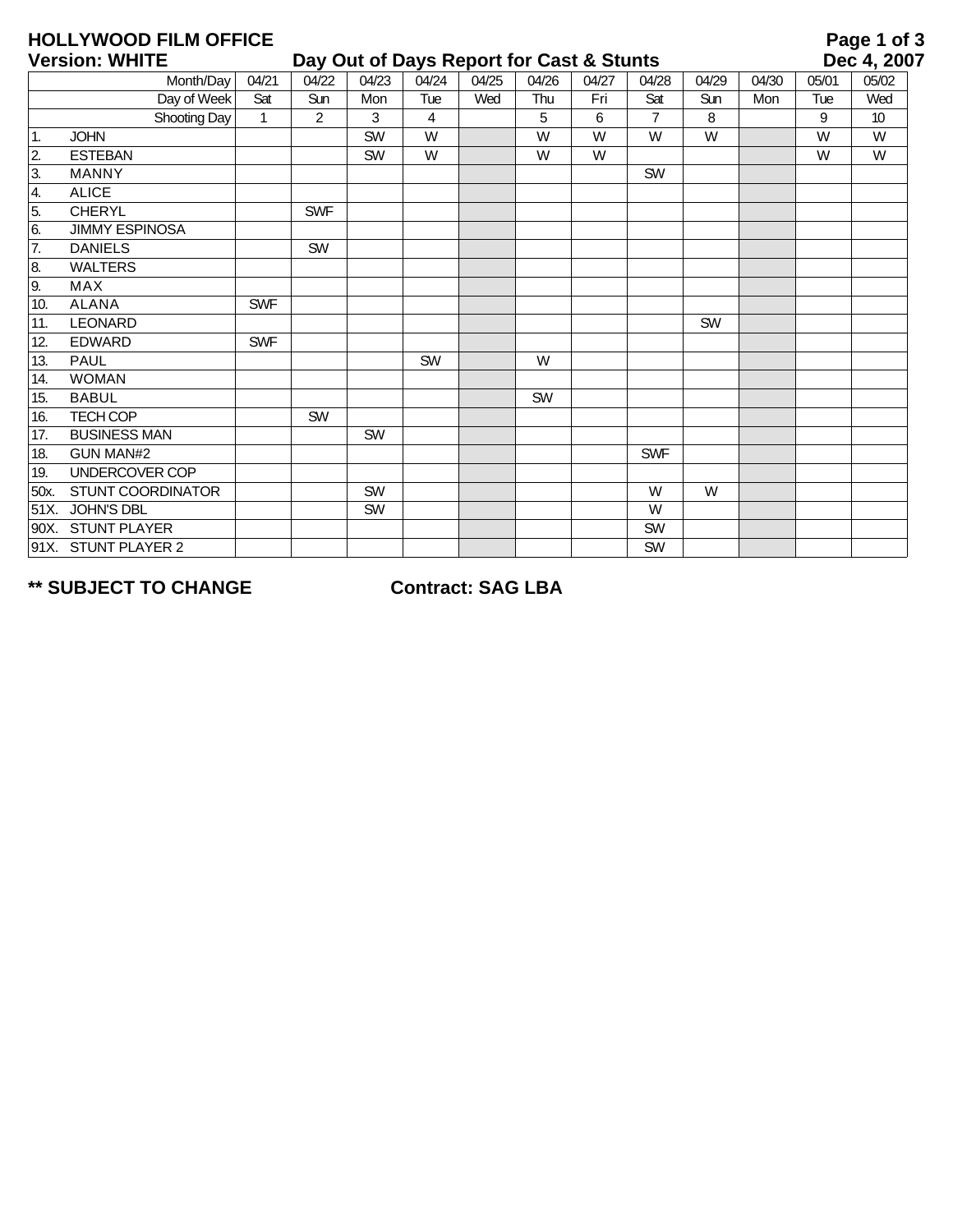**HOLLYWOOD FILM OFFICE**
**Version: WHITE**

## Day Out of Days Report for Cast & Stunts

**Dec 4, 2007**

| Month/Day | 04/21 | 04/22 | 04/23 | 04/24 | 04/25 | 04/26 | 04/27 | 04/28 | 04/29 | 04/30 | 05/01 | 05/02 |
|---|---|---|---|---|---|---|---|---|---|---|---|---|
| Day of Week | Sat | Sun | Mon | Tue | Wed | Thu | Fri | Sat | Sun | Mon | Tue | Wed |
| Shooting Day | 1 | 2 | 3 | 4 | | 5 | 6 | 7 | 8 | | 9 | 10 |
| 1. JOHN | | | SW | W | | W | W | W | W | | W | W |
| 2. ESTEBAN | | | SW | W | | W | W | | | | W | W |
| 3. MANNY | | | | | | | | SW | | | | |
| 4. ALICE | | | | | | | | | | | | |
| 5. CHERYL | | SWF | | | | | | | | | | |
| 6. JIMMY ESPINOSA | | | | | | | | | | | | |
| 7. DANIELS | | SW | | | | | | | | | | |
| 8. WALTERS | | | | | | | | | | | | |
| 9. MAX | | | | | | | | | | | | |
| 10. ALANA | SWF | | | | | | | | | | | |
| 11. LEONARD | | | | | | | | | SW | | | |
| 12. EDWARD | SWF | | | | | | | | | | | |
| 13. PAUL | | | | SW | | W | | | | | | |
| 14. WOMAN | | | | | | | | | | | | |
| 15. BABUL | | | | | | SW | | | | | | |
| 16. TECH COP | | SW | | | | | | | | | | |
| 17. BUSINESS MAN | | | SW | | | | | | | | | |
| 18. GUN MAN#2 | | | | | | | | SWF | | | | |
| 19. UNDERCOVER COP | | | | | | | | | | | | |
| 50x. STUNT COORDINATOR | | | SW | | | | | W | W | | | |
| 51X. JOHN'S DBL | | | SW | | | | | W | | | | |
| 90X. STUNT PLAYER | | | | | | | | SW | | | | |
| 91X. STUNT PLAYER 2 | | | | | | | | SW | | | | |

**** SUBJECT TO CHANGE** **Contract: SAG LBA**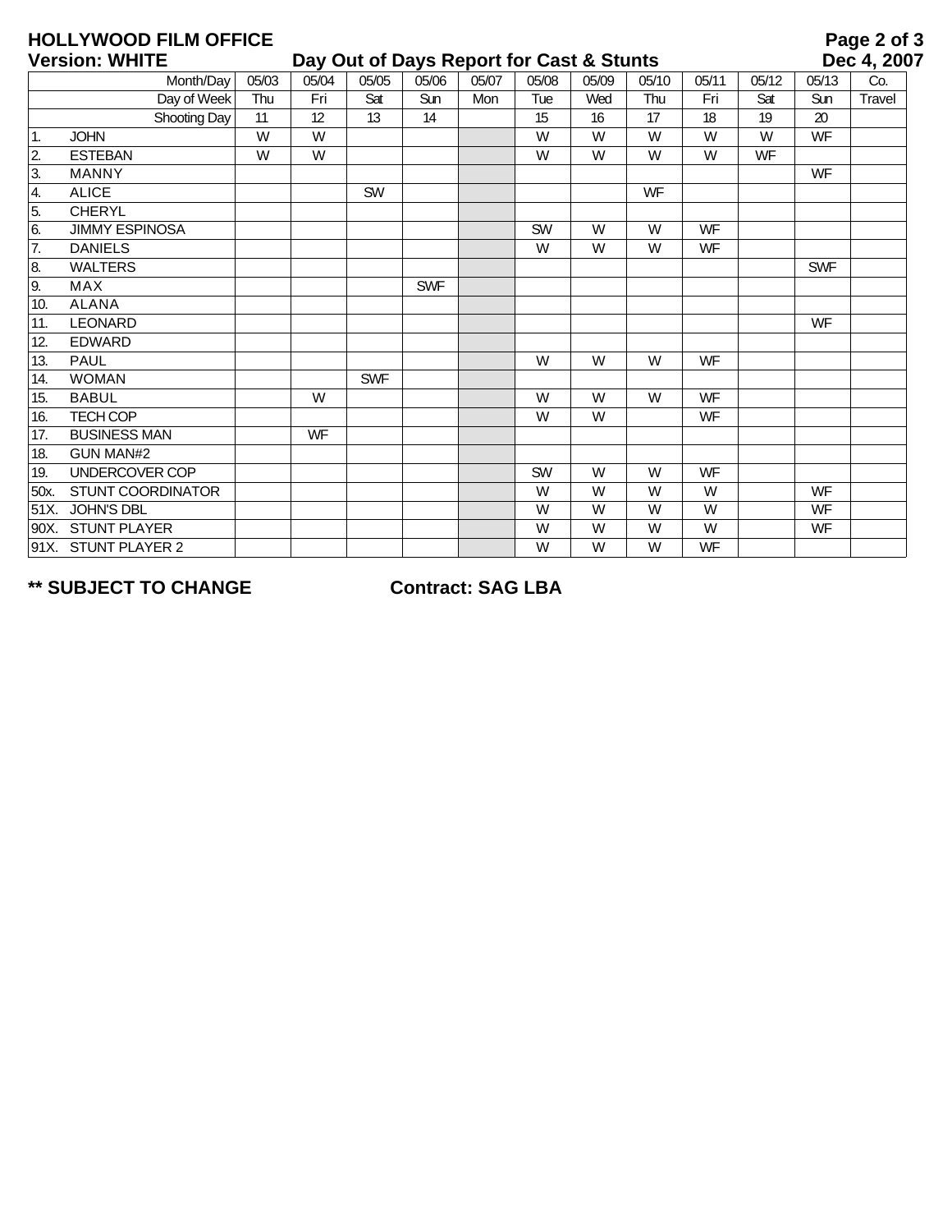# HOLLYWOOD FILM OFFICE

**Version: WHITE** — **Day Out of Days Report for Cast & Stunts** — **Dec 4, 2007**

| | Month/Day | 05/03 | 05/04 | 05/05 | 05/06 | 05/07 | 05/08 | 05/09 | 05/10 | 05/11 | 05/12 | 05/13 | Co. |
|---|---|---|---|---|---|---|---|---|---|---|---|---|---|
| | Day of Week | Thu | Fri | Sat | Sun | Mon | Tue | Wed | Thu | Fri | Sat | Sun | Travel |
| | Shooting Day | 11 | 12 | 13 | 14 | | 15 | 16 | 17 | 18 | 19 | 20 | |
| 1. | JOHN | W | W | | | | W | W | W | W | W | WF | |
| 2. | ESTEBAN | W | W | | | | W | W | W | W | WF | | |
| 3. | MANNY | | | | | | | | | | | WF | |
| 4. | ALICE | | | SW | | | | | WF | | | | |
| 5. | CHERYL | | | | | | | | | | | | |
| 6. | JIMMY ESPINOSA | | | | | | SW | W | W | WF | | | |
| 7. | DANIELS | | | | | | W | W | W | WF | | | |
| 8. | WALTERS | | | | | | | | | | | SWF | |
| 9. | MAX | | | | SWF | | | | | | | | |
| 10. | ALANA | | | | | | | | | | | | |
| 11. | LEONARD | | | | | | | | | | | WF | |
| 12. | EDWARD | | | | | | | | | | | | |
| 13. | PAUL | | | | | | W | W | W | WF | | | |
| 14. | WOMAN | | | SWF | | | | | | | | | |
| 15. | BABUL | | W | | | | W | W | W | WF | | | |
| 16. | TECH COP | | | | | | W | W | | WF | | | |
| 17. | BUSINESS MAN | | WF | | | | | | | | | | |
| 18. | GUN MAN#2 | | | | | | | | | | | | |
| 19. | UNDERCOVER COP | | | | | | SW | W | W | WF | | | |
| 50x. | STUNT COORDINATOR | | | | | | W | W | W | W | | WF | |
| 51X. | JOHN'S DBL | | | | | | W | W | W | W | | WF | |
| 90X. | STUNT PLAYER | | | | | | W | W | W | W | | WF | |
| 91X. | STUNT PLAYER 2 | | | | | | W | W | W | WF | | | |

**** SUBJECT TO CHANGE** **Contract: SAG LBA**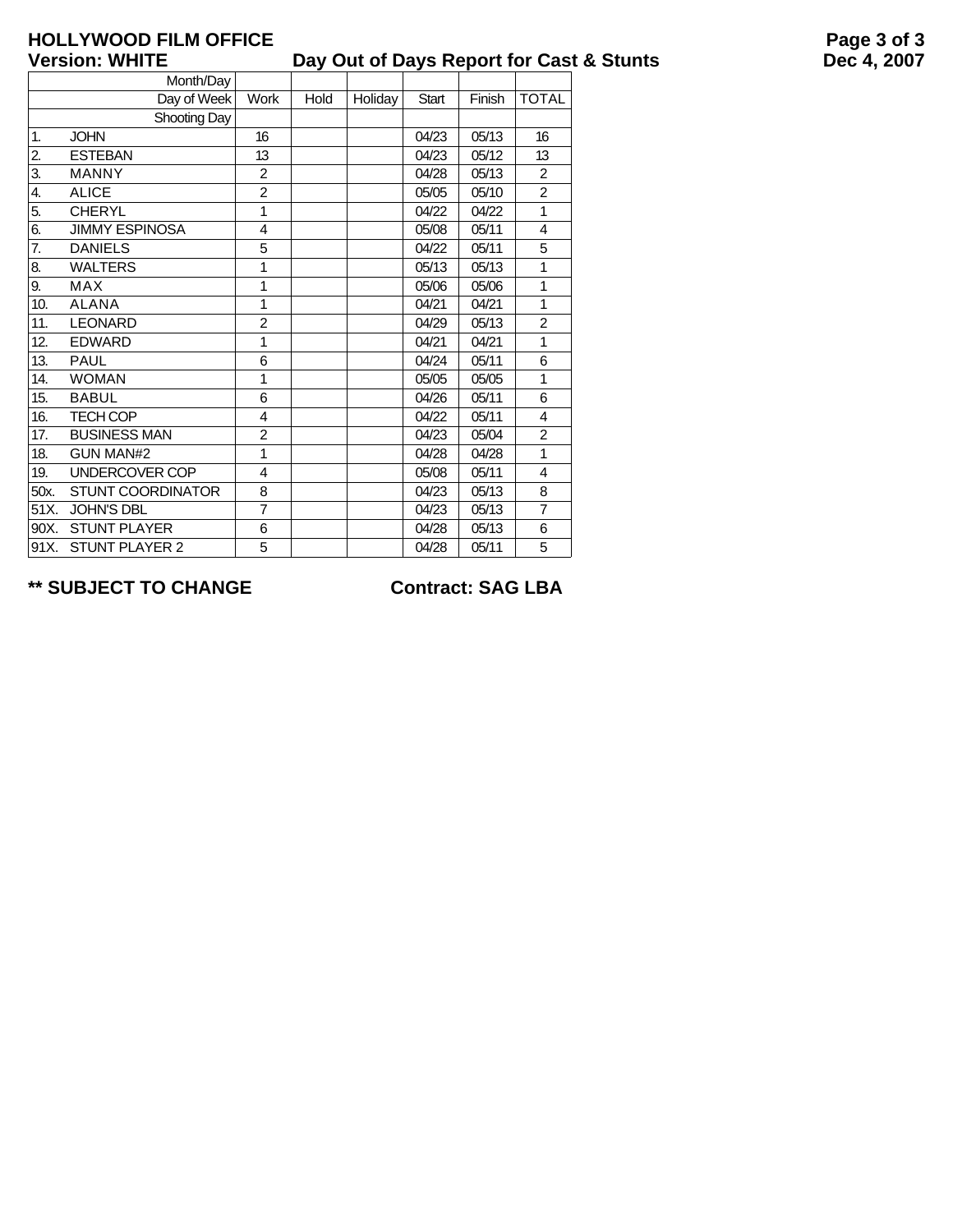**HOLLYWOOD FILM OFFICE**
**Version: WHITE**

## Day Out of Days Report for Cast & Stunts

Dec 4, 2007

| Month/Day | | | | | | | |
|---|---|---|---|---|---|---|---|
| | Day of Week | Work | Hold | Holiday | Start | Finish | TOTAL |
| | Shooting Day | | | | | | |
| 1. | JOHN | 16 | | | 04/23 | 05/13 | 16 |
| 2. | ESTEBAN | 13 | | | 04/23 | 05/12 | 13 |
| 3. | MANNY | 2 | | | 04/28 | 05/13 | 2 |
| 4. | ALICE | 2 | | | 05/05 | 05/10 | 2 |
| 5. | CHERYL | 1 | | | 04/22 | 04/22 | 1 |
| 6. | JIMMY ESPINOSA | 4 | | | 05/08 | 05/11 | 4 |
| 7. | DANIELS | 5 | | | 04/22 | 05/11 | 5 |
| 8. | WALTERS | 1 | | | 05/13 | 05/13 | 1 |
| 9. | MAX | 1 | | | 05/06 | 05/06 | 1 |
| 10. | ALANA | 1 | | | 04/21 | 04/21 | 1 |
| 11. | LEONARD | 2 | | | 04/29 | 05/13 | 2 |
| 12. | EDWARD | 1 | | | 04/21 | 04/21 | 1 |
| 13. | PAUL | 6 | | | 04/24 | 05/11 | 6 |
| 14. | WOMAN | 1 | | | 05/05 | 05/05 | 1 |
| 15. | BABUL | 6 | | | 04/26 | 05/11 | 6 |
| 16. | TECH COP | 4 | | | 04/22 | 05/11 | 4 |
| 17. | BUSINESS MAN | 2 | | | 04/23 | 05/04 | 2 |
| 18. | GUN MAN#2 | 1 | | | 04/28 | 04/28 | 1 |
| 19. | UNDERCOVER COP | 4 | | | 05/08 | 05/11 | 4 |
| 50x. | STUNT COORDINATOR | 8 | | | 04/23 | 05/13 | 8 |
| 51X. | JOHN'S DBL | 7 | | | 04/23 | 05/13 | 7 |
| 90X. | STUNT PLAYER | 6 | | | 04/28 | 05/13 | 6 |
| 91X. | STUNT PLAYER 2 | 5 | | | 04/28 | 05/11 | 5 |

**** SUBJECT TO CHANGE** **Contract: SAG LBA**